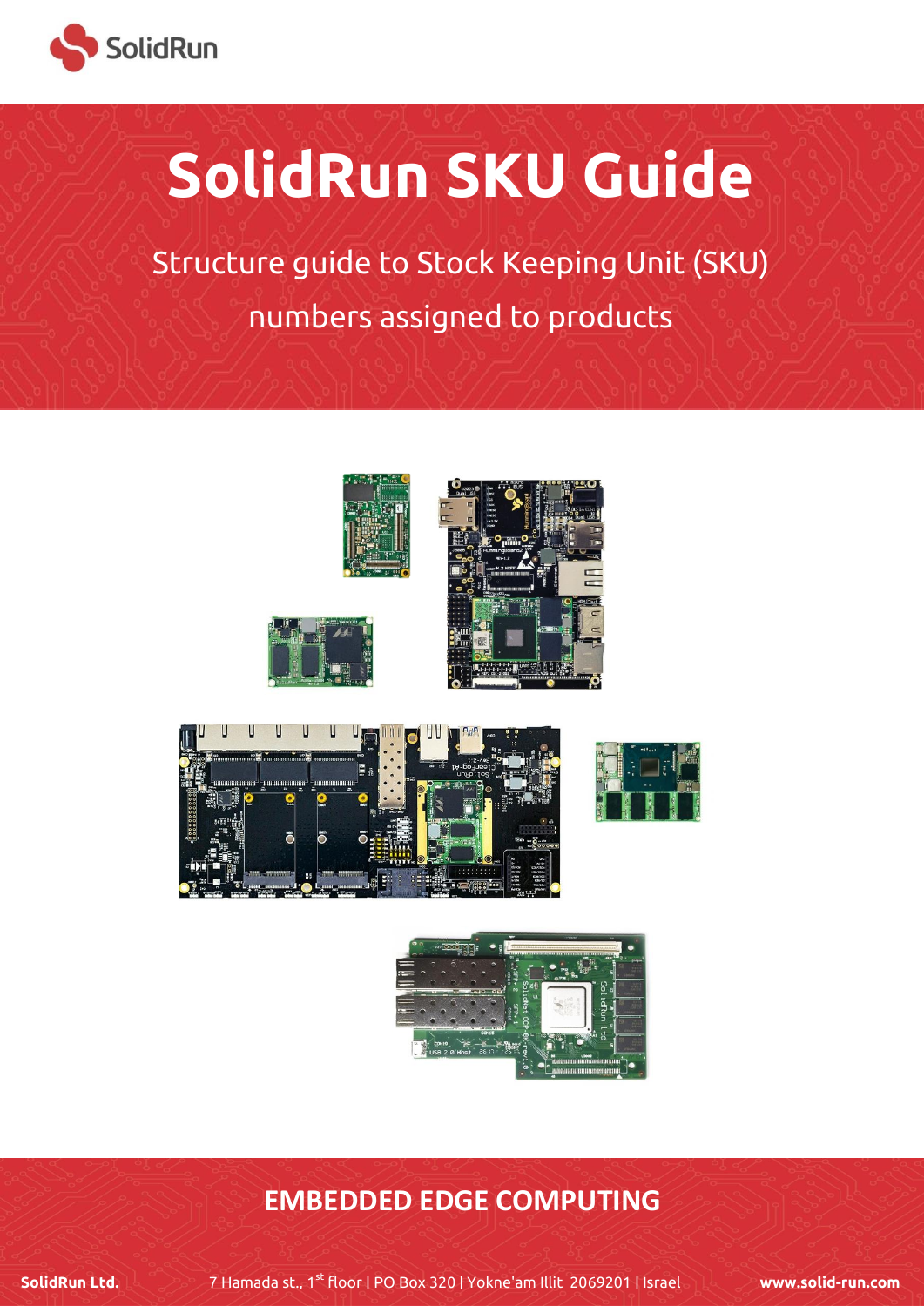SolidRun

# SolidRun SKU Guide

Structure guide to Stock Keeping Unit (SKU) numbers assigned to products

## EMBEDDED EDGE COMPUTING

**SolidRun Ltd.** 7 Hamada st., 1st floor | PO Box 320 | Yokne'am Illit 2069201 | Israel **www.solid-run.com**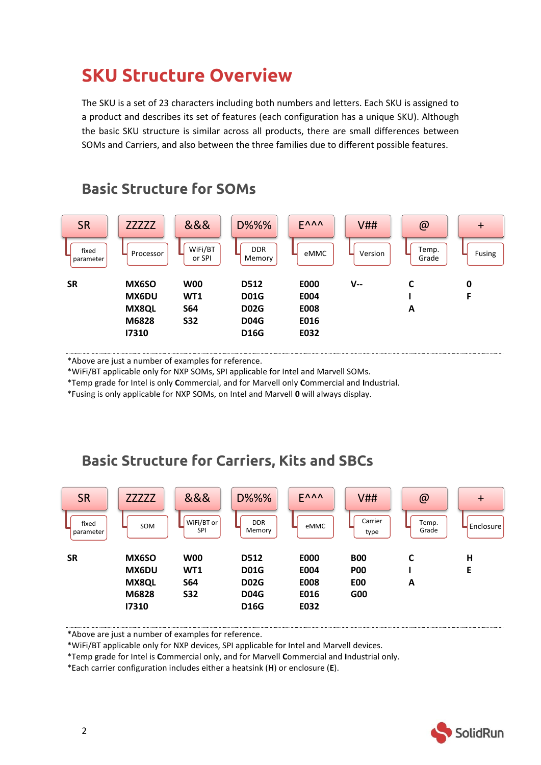# SKU Structure Overview

The SKU is a set of 23 characters including both numbers and letters. Each SKU is assigned to a product and describes its set of features (each configuration has a unique SKU). Although the basic SKU structure is similar across all products, there are small differences between SOMs and Carriers, and also between the three families due to different possible features.

## Basic Structure for SOMs

| SR | ZZZZZ | &&& | D%%% | E^^^ | V## | @ | + |
|---|---|---|---|---|---|---|---|
| fixed parameter | Processor | WiFi/BT or SPI | DDR Memory | eMMC | Version | Temp. Grade | Fusing |
| **SR** | **MX6SO** | **W00** | **D512** | **E000** | **V--** | **C** | **0** |
| | **MX6DU** | **WT1** | **D01G** | **E004** | | **I** | **F** |
| | **MX8QL** | **S64** | **D02G** | **E008** | | **A** | |
| | **M6828** | **S32** | **D04G** | **E016** | | | |
| | **I7310** | | **D16G** | **E032** | | | |

*Above are just a number of examples for reference.
*WiFi/BT applicable only for NXP SOMs, SPI applicable for Intel and Marvell SOMs.
*Temp grade for Intel is only **C**ommercial, and for Marvell only **C**ommercial and **I**ndustrial.
*Fusing is only applicable for NXP SOMs, on Intel and Marvell **0** will always display.

## Basic Structure for Carriers, Kits and SBCs

| SR | ZZZZZ | &&& | D%%% | E^^^ | V## | @ | + |
|---|---|---|---|---|---|---|---|
| fixed parameter | SOM | WiFi/BT or SPI | DDR Memory | eMMC | Carrier type | Temp. Grade | Enclosure |
| **SR** | **MX6SO** | **W00** | **D512** | **E000** | **B00** | **C** | **H** |
| | **MX6DU** | **WT1** | **D01G** | **E004** | **P00** | **I** | **E** |
| | **MX8QL** | **S64** | **D02G** | **E008** | **E00** | **A** | |
| | **M6828** | **S32** | **D04G** | **E016** | **G00** | | |
| | **I7310** | | **D16G** | **E032** | | | |

*Above are just a number of examples for reference.
*WiFi/BT applicable only for NXP devices, SPI applicable for Intel and Marvell devices.
*Temp grade for Intel is **C**ommercial only, and for Marvell **C**ommercial and **I**ndustrial only.
*Each carrier configuration includes either a heatsink (**H**) or enclosure (**E**).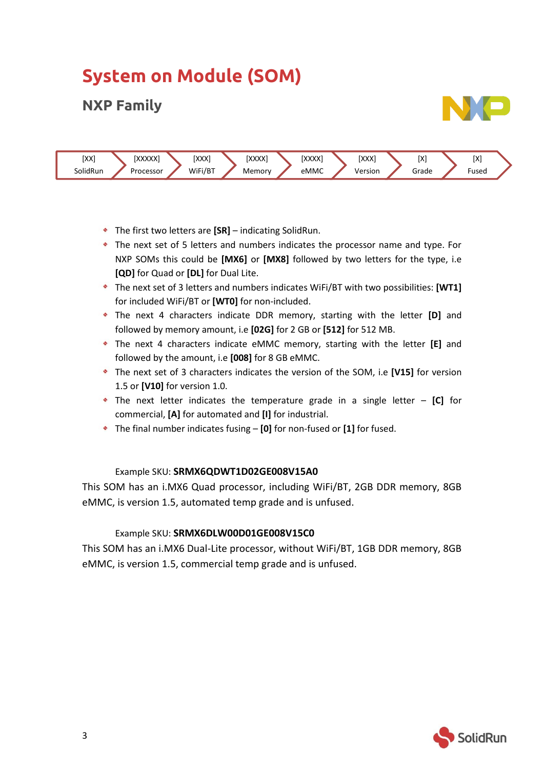# System on Module (SOM)

## NXP Family

| [XX] SolidRun | [XXXXX] Processor | [XXX] WiFi/BT | [XXXX] Memory | [XXXX] eMMC | [XXX] Version | [X] Grade | [X] Fused |
|---|---|---|---|---|---|---|---|

- The first two letters are **[SR]** – indicating SolidRun.
- The next set of 5 letters and numbers indicates the processor name and type. For NXP SOMs this could be **[MX6]** or **[MX8]** followed by two letters for the type, i.e **[QD]** for Quad or **[DL]** for Dual Lite.
- The next set of 3 letters and numbers indicates WiFi/BT with two possibilities: **[WT1]** for included WiFi/BT or **[WT0]** for non-included.
- The next 4 characters indicate DDR memory, starting with the letter **[D]** and followed by memory amount, i.e **[02G]** for 2 GB or **[512]** for 512 MB.
- The next 4 characters indicate eMMC memory, starting with the letter **[E]** and followed by the amount, i.e **[008]** for 8 GB eMMC.
- The next set of 3 characters indicates the version of the SOM, i.e **[V15]** for version 1.5 or **[V10]** for version 1.0.
- The next letter indicates the temperature grade in a single letter – **[C]** for commercial, **[A]** for automated and **[I]** for industrial.
- The final number indicates fusing – **[0]** for non-fused or **[1]** for fused.

Example SKU: **SRMX6QDWT1D02GE008V15A0**

This SOM has an i.MX6 Quad processor, including WiFi/BT, 2GB DDR memory, 8GB eMMC, is version 1.5, automated temp grade and is unfused.

Example SKU: **SRMX6DLW00D01GE008V15C0**

This SOM has an i.MX6 Dual-Lite processor, without WiFi/BT, 1GB DDR memory, 8GB eMMC, is version 1.5, commercial temp grade and is unfused.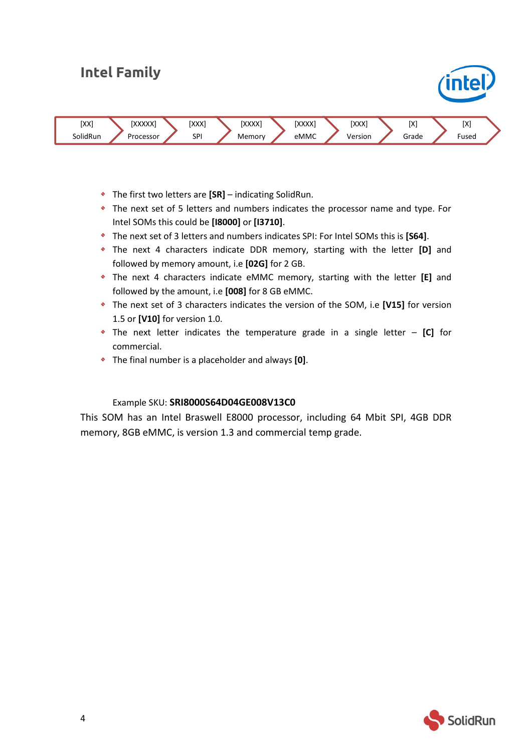## Intel Family

| [XX] | [XXXXX] | [XXX] | [XXXX] | [XXXX] | [XXX] | [X] | [X] |
|---|---|---|---|---|---|---|---|
| SolidRun | Processor | SPI | Memory | eMMC | Version | Grade | Fused |

- The first two letters are **[SR]** – indicating SolidRun.
- The next set of 5 letters and numbers indicates the processor name and type. For Intel SOMs this could be **[I8000]** or **[I3710]**.
- The next set of 3 letters and numbers indicates SPI: For Intel SOMs this is **[S64]**.
- The next 4 characters indicate DDR memory, starting with the letter **[D]** and followed by memory amount, i.e **[02G]** for 2 GB.
- The next 4 characters indicate eMMC memory, starting with the letter **[E]** and followed by the amount, i.e **[008]** for 8 GB eMMC.
- The next set of 3 characters indicates the version of the SOM, i.e **[V15]** for version 1.5 or **[V10]** for version 1.0.
- The next letter indicates the temperature grade in a single letter – **[C]** for commercial.
- The final number is a placeholder and always **[0]**.

Example SKU: **SRI8000S64D04GE008V13C0**

This SOM has an Intel Braswell E8000 processor, including 64 Mbit SPI, 4GB DDR memory, 8GB eMMC, is version 1.3 and commercial temp grade.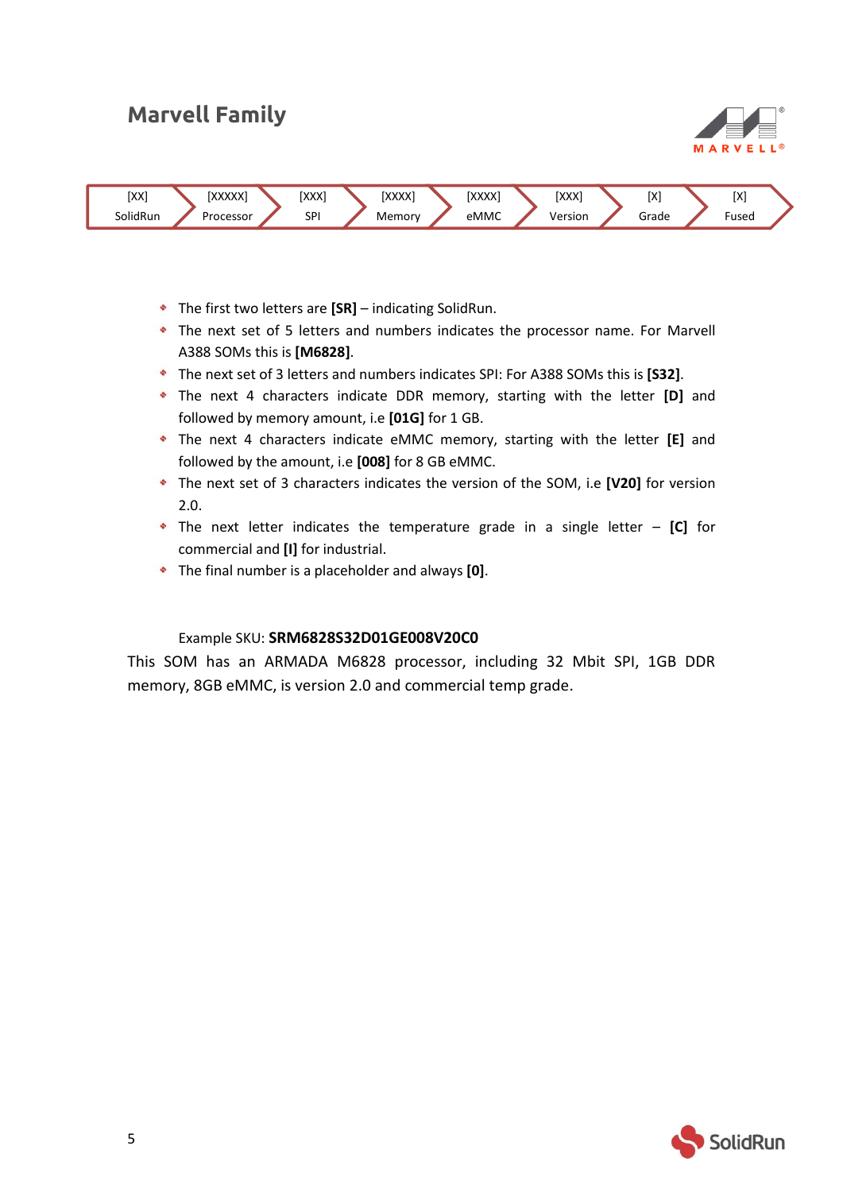## Marvell Family

| [XX] SolidRun | [XXXXX] Processor | [XXX] SPI | [XXXX] Memory | [XXXX] eMMC | [XXX] Version | [X] Grade | [X] Fused |
|---|---|---|---|---|---|---|---|

- The first two letters are **[SR]** – indicating SolidRun.
- The next set of 5 letters and numbers indicates the processor name. For Marvell A388 SOMs this is **[M6828]**.
- The next set of 3 letters and numbers indicates SPI: For A388 SOMs this is **[S32]**.
- The next 4 characters indicate DDR memory, starting with the letter **[D]** and followed by memory amount, i.e **[01G]** for 1 GB.
- The next 4 characters indicate eMMC memory, starting with the letter **[E]** and followed by the amount, i.e **[008]** for 8 GB eMMC.
- The next set of 3 characters indicates the version of the SOM, i.e **[V20]** for version 2.0.
- The next letter indicates the temperature grade in a single letter – **[C]** for commercial and **[I]** for industrial.
- The final number is a placeholder and always **[0]**.

Example SKU: **SRM6828S32D01GE008V20C0**

This SOM has an ARMADA M6828 processor, including 32 Mbit SPI, 1GB DDR memory, 8GB eMMC, is version 2.0 and commercial temp grade.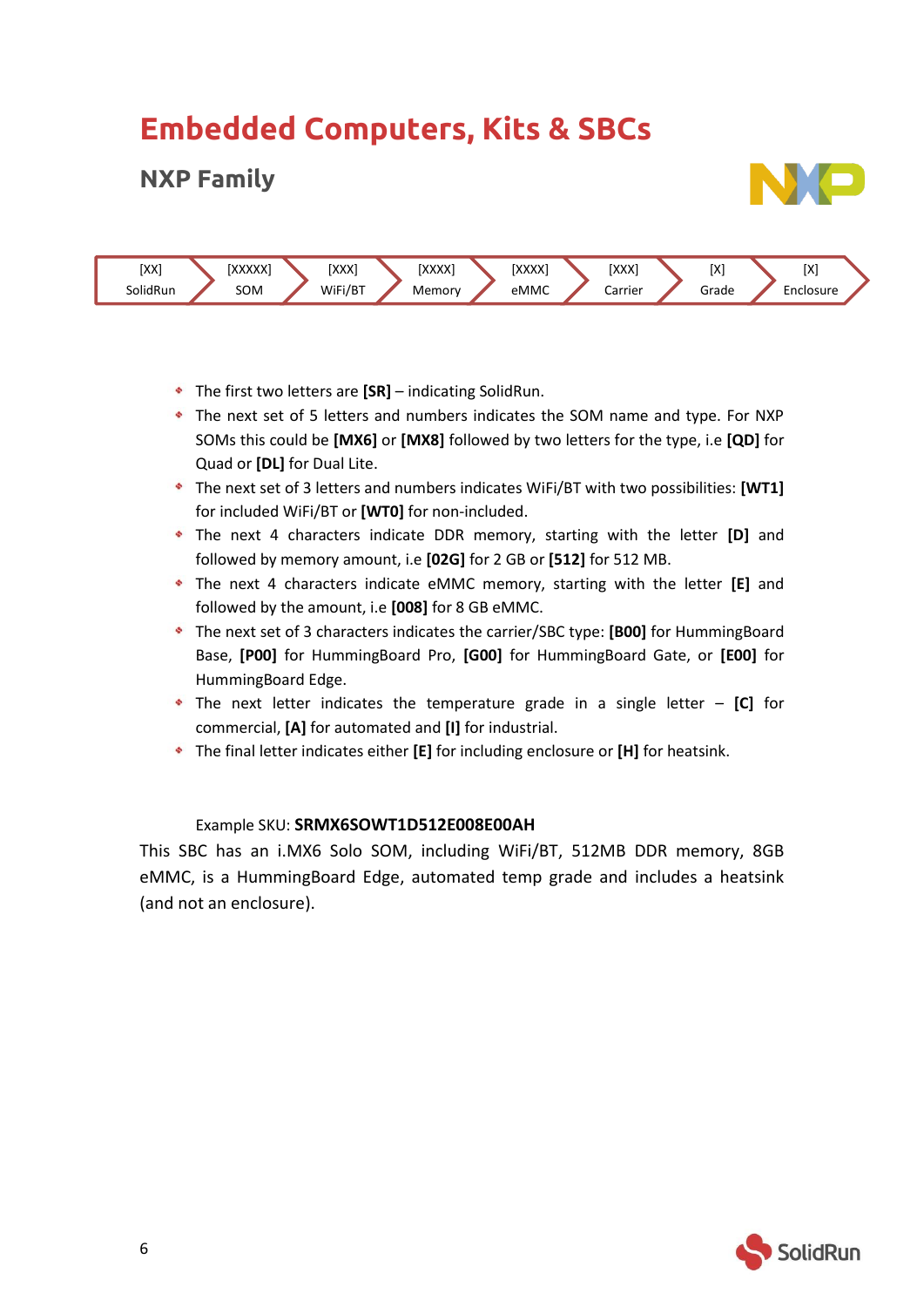# Embedded Computers, Kits & SBCs

## NXP Family

| [XX] | [XXXXX] | [XXX] | [XXXX] | [XXXX] | [XXX] | [X] | [X] |
|---|---|---|---|---|---|---|---|
| SolidRun | SOM | WiFi/BT | Memory | eMMC | Carrier | Grade | Enclosure |

- The first two letters are **[SR]** – indicating SolidRun.
- The next set of 5 letters and numbers indicates the SOM name and type. For NXP SOMs this could be **[MX6]** or **[MX8]** followed by two letters for the type, i.e **[QD]** for Quad or **[DL]** for Dual Lite.
- The next set of 3 letters and numbers indicates WiFi/BT with two possibilities: **[WT1]** for included WiFi/BT or **[WT0]** for non-included.
- The next 4 characters indicate DDR memory, starting with the letter **[D]** and followed by memory amount, i.e **[02G]** for 2 GB or **[512]** for 512 MB.
- The next 4 characters indicate eMMC memory, starting with the letter **[E]** and followed by the amount, i.e **[008]** for 8 GB eMMC.
- The next set of 3 characters indicates the carrier/SBC type: **[B00]** for HummingBoard Base, **[P00]** for HummingBoard Pro, **[G00]** for HummingBoard Gate, or **[E00]** for HummingBoard Edge.
- The next letter indicates the temperature grade in a single letter – **[C]** for commercial, **[A]** for automated and **[I]** for industrial.
- The final letter indicates either **[E]** for including enclosure or **[H]** for heatsink.

Example SKU: **SRMX6SOWT1D512E008E00AH**

This SBC has an i.MX6 Solo SOM, including WiFi/BT, 512MB DDR memory, 8GB eMMC, is a HummingBoard Edge, automated temp grade and includes a heatsink (and not an enclosure).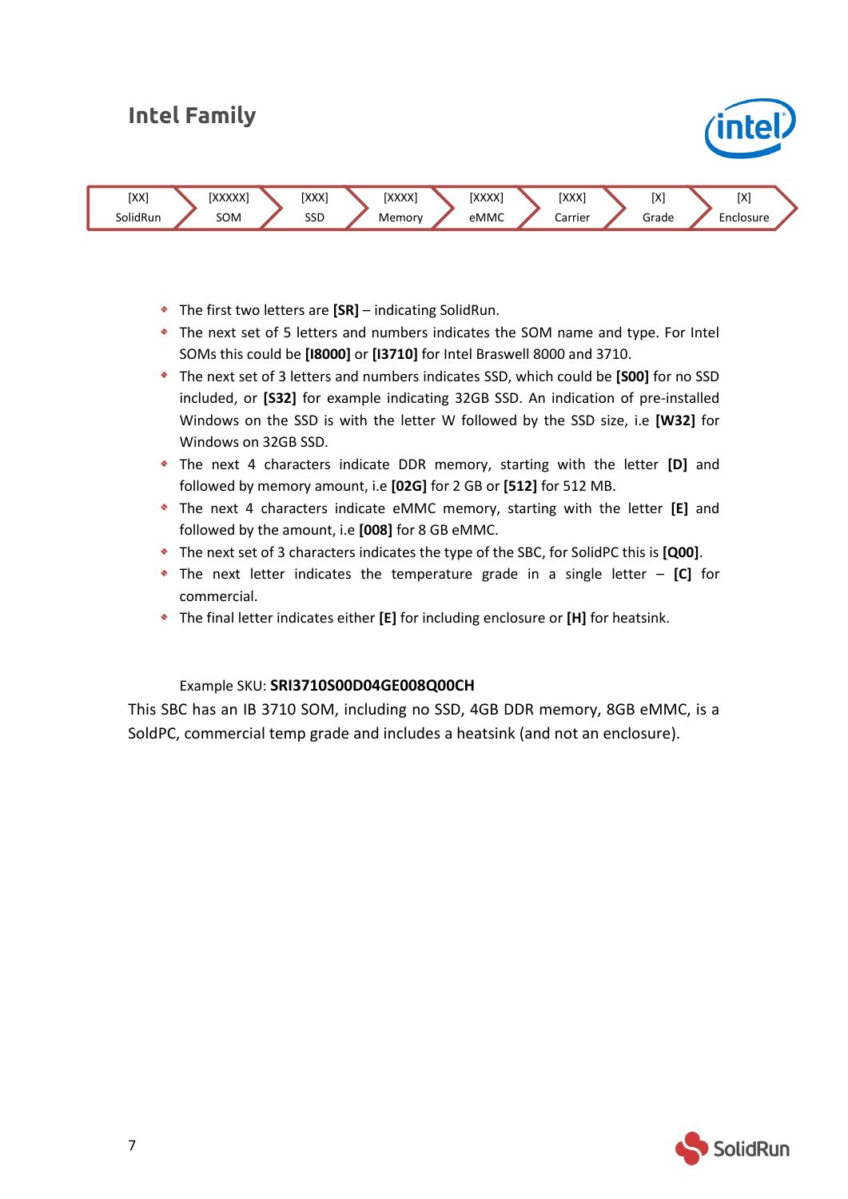## Intel Family

| [XX] | [XXXXX] | [XXX] | [XXXX] | [XXXX] | [XXX] | [X] | [X] |
|---|---|---|---|---|---|---|---|
| SolidRun | SOM | SSD | Memory | eMMC | Carrier | Grade | Enclosure |

- The first two letters are **[SR]** – indicating SolidRun.
- The next set of 5 letters and numbers indicates the SOM name and type. For Intel SOMs this could be **[I8000]** or **[I3710]** for Intel Braswell 8000 and 3710.
- The next set of 3 letters and numbers indicates SSD, which could be **[S00]** for no SSD included, or **[S32]** for example indicating 32GB SSD. An indication of pre-installed Windows on the SSD is with the letter W followed by the SSD size, i.e **[W32]** for Windows on 32GB SSD.
- The next 4 characters indicate DDR memory, starting with the letter **[D]** and followed by memory amount, i.e **[02G]** for 2 GB or **[512]** for 512 MB.
- The next 4 characters indicate eMMC memory, starting with the letter **[E]** and followed by the amount, i.e **[008]** for 8 GB eMMC.
- The next set of 3 characters indicates the type of the SBC, for SolidPC this is **[Q00]**.
- The next letter indicates the temperature grade in a single letter – **[C]** for commercial.
- The final letter indicates either **[E]** for including enclosure or **[H]** for heatsink.

Example SKU: **SRI3710S00D04GE008Q00CH**

This SBC has an IB 3710 SOM, including no SSD, 4GB DDR memory, 8GB eMMC, is a SoldPC, commercial temp grade and includes a heatsink (and not an enclosure).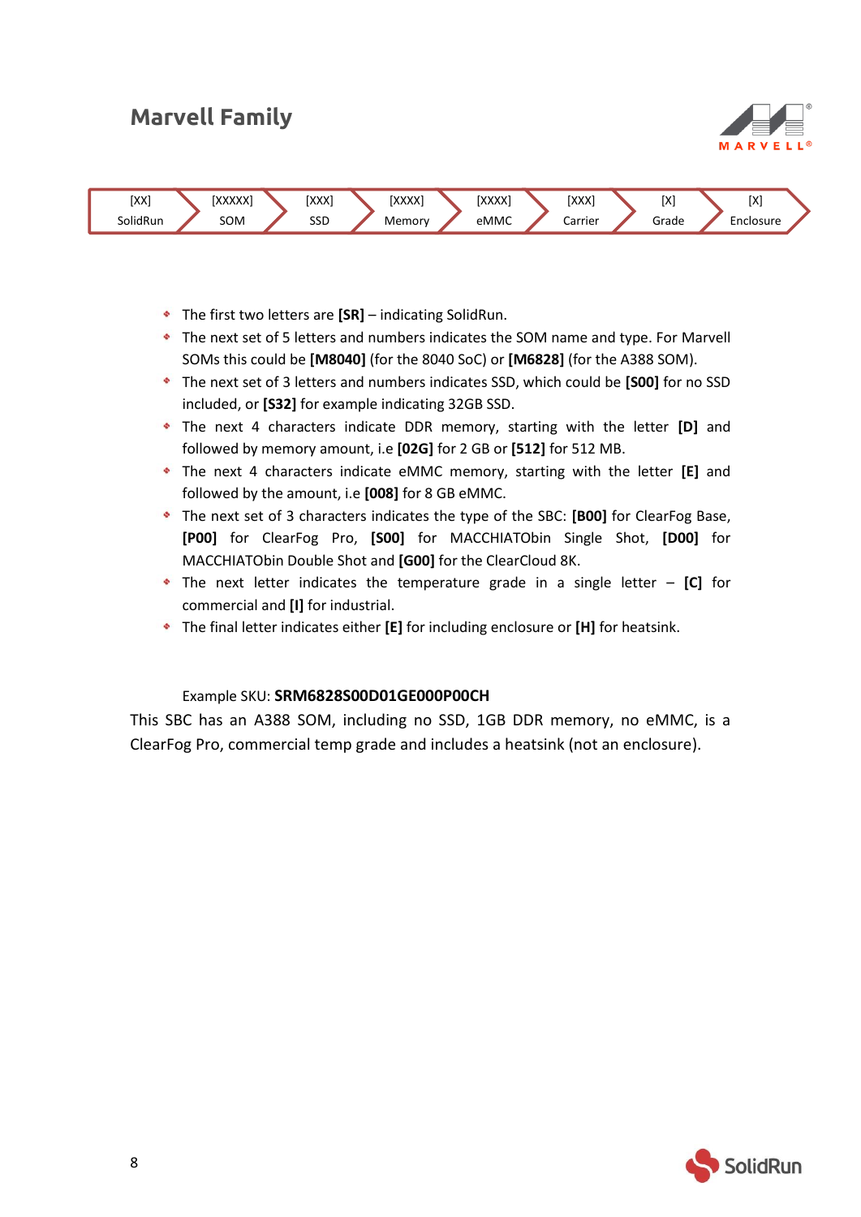## Marvell Family

| [XX] SolidRun | [XXXXX] SOM | [XXX] SSD | [XXXX] Memory | [XXXX] eMMC | [XXX] Carrier | [X] Grade | [X] Enclosure |
|---|---|---|---|---|---|---|---|

- The first two letters are **[SR]** – indicating SolidRun.
- The next set of 5 letters and numbers indicates the SOM name and type. For Marvell SOMs this could be **[M8040]** (for the 8040 SoC) or **[M6828]** (for the A388 SOM).
- The next set of 3 letters and numbers indicates SSD, which could be **[S00]** for no SSD included, or **[S32]** for example indicating 32GB SSD.
- The next 4 characters indicate DDR memory, starting with the letter **[D]** and followed by memory amount, i.e **[02G]** for 2 GB or **[512]** for 512 MB.
- The next 4 characters indicate eMMC memory, starting with the letter **[E]** and followed by the amount, i.e **[008]** for 8 GB eMMC.
- The next set of 3 characters indicates the type of the SBC: **[B00]** for ClearFog Base, **[P00]** for ClearFog Pro, **[S00]** for MACCHIATObin Single Shot, **[D00]** for MACCHIATObin Double Shot and **[G00]** for the ClearCloud 8K.
- The next letter indicates the temperature grade in a single letter – **[C]** for commercial and **[I]** for industrial.
- The final letter indicates either **[E]** for including enclosure or **[H]** for heatsink.

Example SKU: **SRM6828S00D01GE000P00CH**

This SBC has an A388 SOM, including no SSD, 1GB DDR memory, no eMMC, is a ClearFog Pro, commercial temp grade and includes a heatsink (not an enclosure).